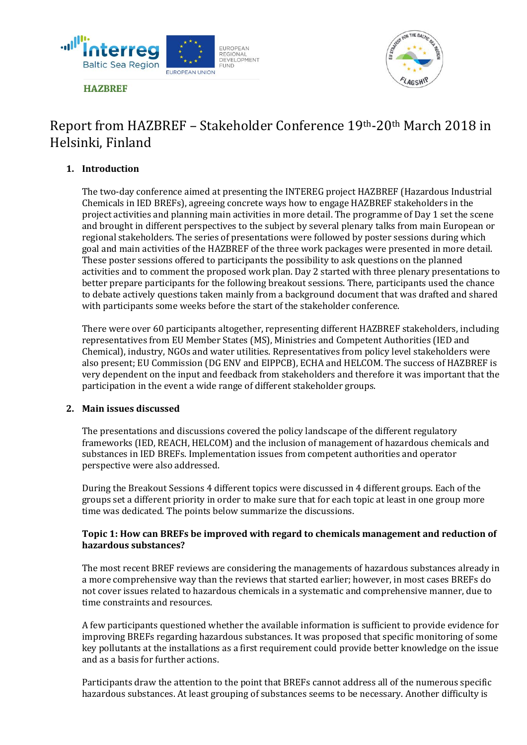HAZBREF

# Report from HAZBREF – Stakeholder Conference 19th-20th March 2018 in Helsinki, Finland

## 1. Introduction

The two-day conference aimed at presenting the INTEREG project HAZBREF (Hazardous Industrial Chemicals in IED BREFs), agreeing concrete ways how to engage HAZBREF stakeholders in the project activities and planning main activities in more detail. The programme of Day 1 set the scene and brought in different perspectives to the subject by several plenary talks from main European or regional stakeholders. The series of presentations were followed by poster sessions during which goal and main activities of the HAZBREF of the three work packages were presented in more detail. These poster sessions offered to participants the possibility to ask questions on the planned activities and to comment the proposed work plan. Day 2 started with three plenary presentations to better prepare participants for the following breakout sessions. There, participants used the chance to debate actively questions taken mainly from a background document that was drafted and shared with participants some weeks before the start of the stakeholder conference.

There were over 60 participants altogether, representing different HAZBREF stakeholders, including representatives from EU Member States (MS), Ministries and Competent Authorities (IED and Chemical), industry, NGOs and water utilities. Representatives from policy level stakeholders were also present; EU Commission (DG ENV and EIPPCB), ECHA and HELCOM. The success of HAZBREF is very dependent on the input and feedback from stakeholders and therefore it was important that the participation in the event a wide range of different stakeholder groups.

## 2. Main issues discussed

The presentations and discussions covered the policy landscape of the different regulatory frameworks (IED, REACH, HELCOM) and the inclusion of management of hazardous chemicals and substances in IED BREFs. Implementation issues from competent authorities and operator perspective were also addressed.

During the Breakout Sessions 4 different topics were discussed in 4 different groups. Each of the groups set a different priority in order to make sure that for each topic at least in one group more time was dedicated. The points below summarize the discussions.

### Topic 1: How can BREFs be improved with regard to chemicals management and reduction of hazardous substances?

The most recent BREF reviews are considering the managements of hazardous substances already in a more comprehensive way than the reviews that started earlier; however, in most cases BREFs do not cover issues related to hazardous chemicals in a systematic and comprehensive manner, due to time constraints and resources.

A few participants questioned whether the available information is sufficient to provide evidence for improving BREFs regarding hazardous substances. It was proposed that specific monitoring of some key pollutants at the installations as a first requirement could provide better knowledge on the issue and as a basis for further actions.

Participants draw the attention to the point that BREFs cannot address all of the numerous specific hazardous substances. At least grouping of substances seems to be necessary. Another difficulty is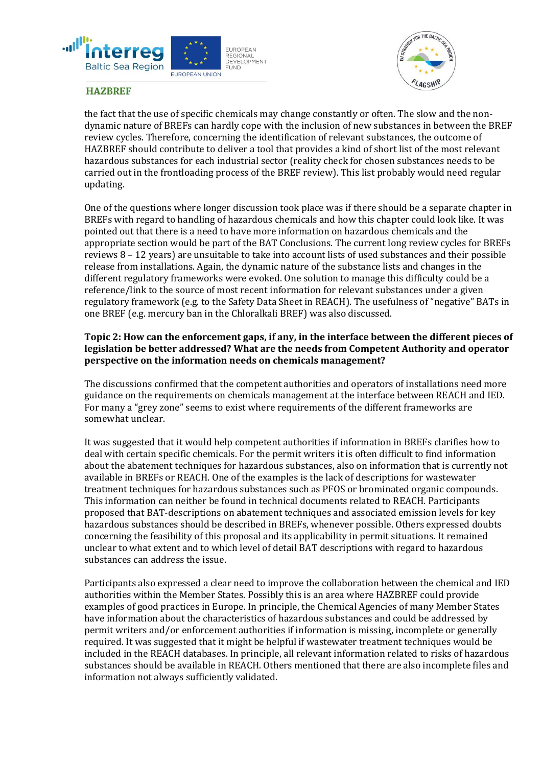the fact that the use of specific chemicals may change constantly or often. The slow and the non-dynamic nature of BREFs can hardly cope with the inclusion of new substances in between the BREF review cycles. Therefore, concerning the identification of relevant substances, the outcome of HAZBREF should contribute to deliver a tool that provides a kind of short list of the most relevant hazardous substances for each industrial sector (reality check for chosen substances needs to be carried out in the frontloading process of the BREF review). This list probably would need regular updating.

One of the questions where longer discussion took place was if there should be a separate chapter in BREFs with regard to handling of hazardous chemicals and how this chapter could look like. It was pointed out that there is a need to have more information on hazardous chemicals and the appropriate section would be part of the BAT Conclusions. The current long review cycles for BREFs reviews 8 – 12 years) are unsuitable to take into account lists of used substances and their possible release from installations. Again, the dynamic nature of the substance lists and changes in the different regulatory frameworks were evoked. One solution to manage this difficulty could be a reference/link to the source of most recent information for relevant substances under a given regulatory framework (e.g. to the Safety Data Sheet in REACH). The usefulness of "negative" BATs in one BREF (e.g. mercury ban in the Chloralkali BREF) was also discussed.

**Topic 2: How can the enforcement gaps, if any, in the interface between the different pieces of legislation be better addressed? What are the needs from Competent Authority and operator perspective on the information needs on chemicals management?**

The discussions confirmed that the competent authorities and operators of installations need more guidance on the requirements on chemicals management at the interface between REACH and IED. For many a "grey zone" seems to exist where requirements of the different frameworks are somewhat unclear.

It was suggested that it would help competent authorities if information in BREFs clarifies how to deal with certain specific chemicals. For the permit writers it is often difficult to find information about the abatement techniques for hazardous substances, also on information that is currently not available in BREFs or REACH. One of the examples is the lack of descriptions for wastewater treatment techniques for hazardous substances such as PFOS or brominated organic compounds. This information can neither be found in technical documents related to REACH. Participants proposed that BAT-descriptions on abatement techniques and associated emission levels for key hazardous substances should be described in BREFs, whenever possible. Others expressed doubts concerning the feasibility of this proposal and its applicability in permit situations. It remained unclear to what extent and to which level of detail BAT descriptions with regard to hazardous substances can address the issue.

Participants also expressed a clear need to improve the collaboration between the chemical and IED authorities within the Member States. Possibly this is an area where HAZBREF could provide examples of good practices in Europe. In principle, the Chemical Agencies of many Member States have information about the characteristics of hazardous substances and could be addressed by permit writers and/or enforcement authorities if information is missing, incomplete or generally required. It was suggested that it might be helpful if wastewater treatment techniques would be included in the REACH databases. In principle, all relevant information related to risks of hazardous substances should be available in REACH. Others mentioned that there are also incomplete files and information not always sufficiently validated.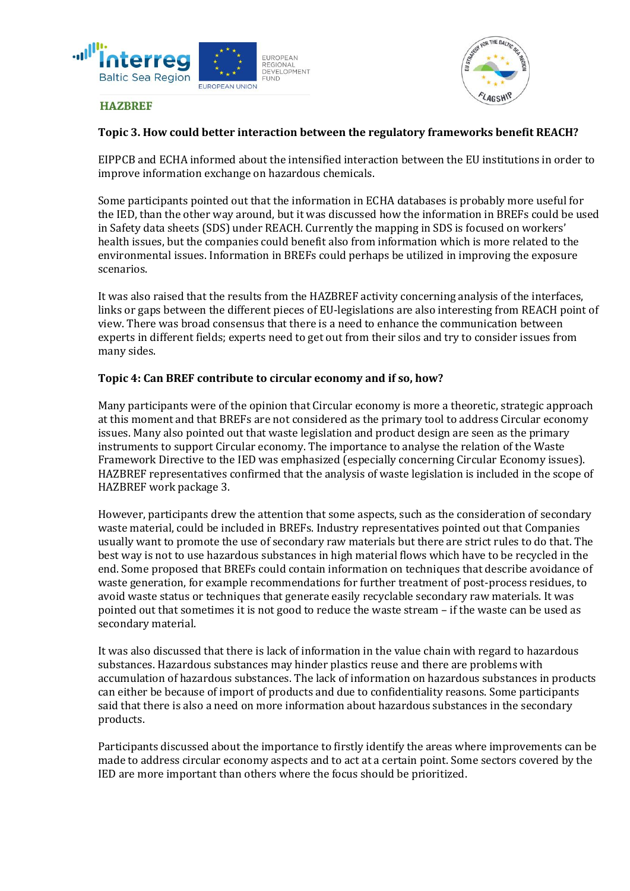**Topic 3. How could better interaction between the regulatory frameworks benefit REACH?**

EIPPCB and ECHA informed about the intensified interaction between the EU institutions in order to improve information exchange on hazardous chemicals.

Some participants pointed out that the information in ECHA databases is probably more useful for the IED, than the other way around, but it was discussed how the information in BREFs could be used in Safety data sheets (SDS) under REACH. Currently the mapping in SDS is focused on workers' health issues, but the companies could benefit also from information which is more related to the environmental issues. Information in BREFs could perhaps be utilized in improving the exposure scenarios.

It was also raised that the results from the HAZBREF activity concerning analysis of the interfaces, links or gaps between the different pieces of EU-legislations are also interesting from REACH point of view. There was broad consensus that there is a need to enhance the communication between experts in different fields; experts need to get out from their silos and try to consider issues from many sides.

**Topic 4: Can BREF contribute to circular economy and if so, how?**

Many participants were of the opinion that Circular economy is more a theoretic, strategic approach at this moment and that BREFs are not considered as the primary tool to address Circular economy issues. Many also pointed out that waste legislation and product design are seen as the primary instruments to support Circular economy. The importance to analyse the relation of the Waste Framework Directive to the IED was emphasized (especially concerning Circular Economy issues). HAZBREF representatives confirmed that the analysis of waste legislation is included in the scope of HAZBREF work package 3.

However, participants drew the attention that some aspects, such as the consideration of secondary waste material, could be included in BREFs. Industry representatives pointed out that Companies usually want to promote the use of secondary raw materials but there are strict rules to do that. The best way is not to use hazardous substances in high material flows which have to be recycled in the end. Some proposed that BREFs could contain information on techniques that describe avoidance of waste generation, for example recommendations for further treatment of post-process residues, to avoid waste status or techniques that generate easily recyclable secondary raw materials. It was pointed out that sometimes it is not good to reduce the waste stream – if the waste can be used as secondary material.

It was also discussed that there is lack of information in the value chain with regard to hazardous substances. Hazardous substances may hinder plastics reuse and there are problems with accumulation of hazardous substances. The lack of information on hazardous substances in products can either be because of import of products and due to confidentiality reasons. Some participants said that there is also a need on more information about hazardous substances in the secondary products.

Participants discussed about the importance to firstly identify the areas where improvements can be made to address circular economy aspects and to act at a certain point. Some sectors covered by the IED are more important than others where the focus should be prioritized.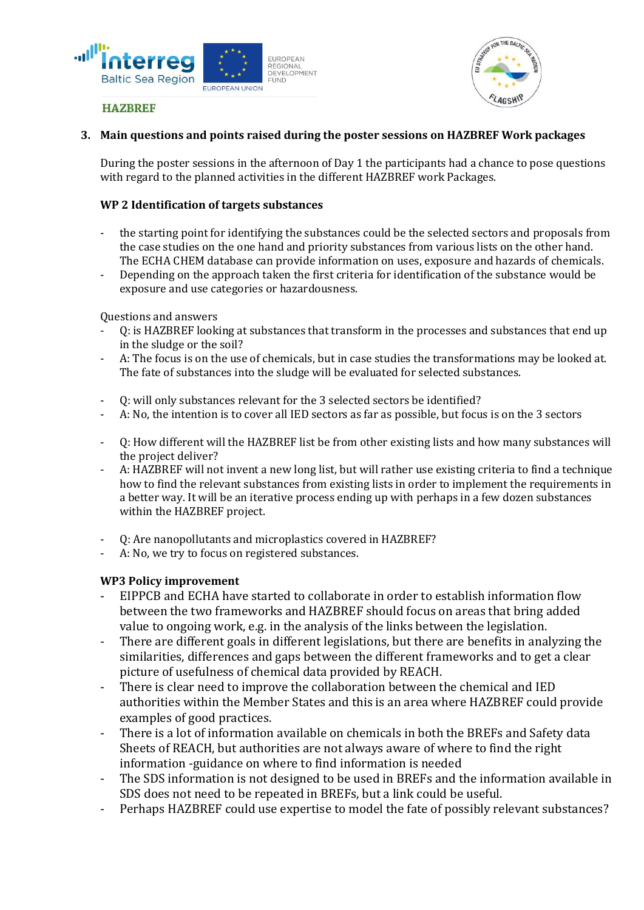### 3. Main questions and points raised during the poster sessions on HAZBREF Work packages

During the poster sessions in the afternoon of Day 1 the participants had a chance to pose questions with regard to the planned activities in the different HAZBREF work Packages.

#### WP 2 Identification of targets substances

- the starting point for identifying the substances could be the selected sectors and proposals from the case studies on the one hand and priority substances from various lists on the other hand. The ECHA CHEM database can provide information on uses, exposure and hazards of chemicals.
- Depending on the approach taken the first criteria for identification of the substance would be exposure and use categories or hazardousness.

Questions and answers

- Q: is HAZBREF looking at substances that transform in the processes and substances that end up in the sludge or the soil?
- A: The focus is on the use of chemicals, but in case studies the transformations may be looked at. The fate of substances into the sludge will be evaluated for selected substances.

- Q: will only substances relevant for the 3 selected sectors be identified?
- A: No, the intention is to cover all IED sectors as far as possible, but focus is on the 3 sectors

- Q: How different will the HAZBREF list be from other existing lists and how many substances will the project deliver?
- A: HAZBREF will not invent a new long list, but will rather use existing criteria to find a technique how to find the relevant substances from existing lists in order to implement the requirements in a better way. It will be an iterative process ending up with perhaps in a few dozen substances within the HAZBREF project.

- Q: Are nanopollutants and microplastics covered in HAZBREF?
- A: No, we try to focus on registered substances.

#### WP3 Policy improvement

- EIPPCB and ECHA have started to collaborate in order to establish information flow between the two frameworks and HAZBREF should focus on areas that bring added value to ongoing work, e.g. in the analysis of the links between the legislation.
- There are different goals in different legislations, but there are benefits in analyzing the similarities, differences and gaps between the different frameworks and to get a clear picture of usefulness of chemical data provided by REACH.
- There is clear need to improve the collaboration between the chemical and IED authorities within the Member States and this is an area where HAZBREF could provide examples of good practices.
- There is a lot of information available on chemicals in both the BREFs and Safety data Sheets of REACH, but authorities are not always aware of where to find the right information -guidance on where to find information is needed
- The SDS information is not designed to be used in BREFs and the information available in SDS does not need to be repeated in BREFs, but a link could be useful.
- Perhaps HAZBREF could use expertise to model the fate of possibly relevant substances?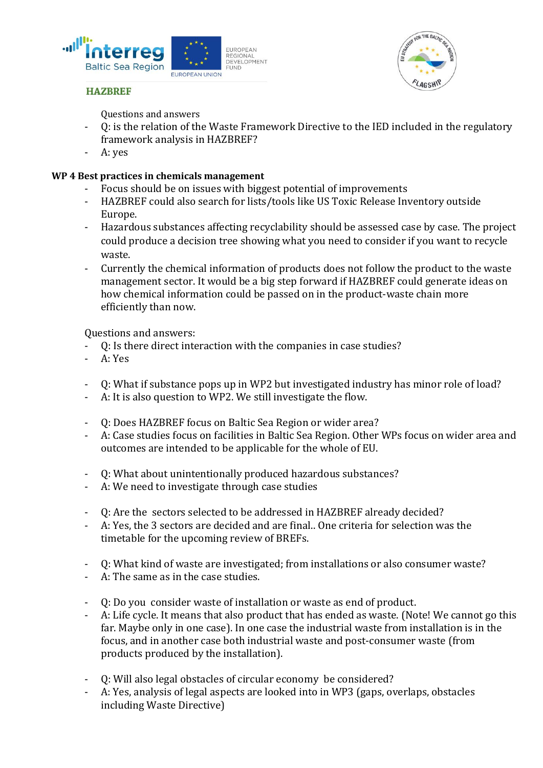Questions and answers

- Q: is the relation of the Waste Framework Directive to the IED included in the regulatory framework analysis in HAZBREF?
- A: yes

**WP 4 Best practices in chemicals management**

- Focus should be on issues with biggest potential of improvements
- HAZBREF could also search for lists/tools like US Toxic Release Inventory outside Europe.
- Hazardous substances affecting recyclability should be assessed case by case. The project could produce a decision tree showing what you need to consider if you want to recycle waste.
- Currently the chemical information of products does not follow the product to the waste management sector. It would be a big step forward if HAZBREF could generate ideas on how chemical information could be passed on in the product-waste chain more efficiently than now.

Questions and answers:

- Q: Is there direct interaction with the companies in case studies?
- A: Yes

- Q: What if substance pops up in WP2 but investigated industry has minor role of load?
- A: It is also question to WP2. We still investigate the flow.

- Q: Does HAZBREF focus on Baltic Sea Region or wider area?
- A: Case studies focus on facilities in Baltic Sea Region. Other WPs focus on wider area and outcomes are intended to be applicable for the whole of EU.

- Q: What about unintentionally produced hazardous substances?
- A: We need to investigate through case studies

- Q: Are the sectors selected to be addressed in HAZBREF already decided?
- A: Yes, the 3 sectors are decided and are final.. One criteria for selection was the timetable for the upcoming review of BREFs.

- Q: What kind of waste are investigated; from installations or also consumer waste?
- A: The same as in the case studies.

- Q: Do you consider waste of installation or waste as end of product.
- A: Life cycle. It means that also product that has ended as waste. (Note! We cannot go this far. Maybe only in one case). In one case the industrial waste from installation is in the focus, and in another case both industrial waste and post-consumer waste (from products produced by the installation).

- Q: Will also legal obstacles of circular economy be considered?
- A: Yes, analysis of legal aspects are looked into in WP3 (gaps, overlaps, obstacles including Waste Directive)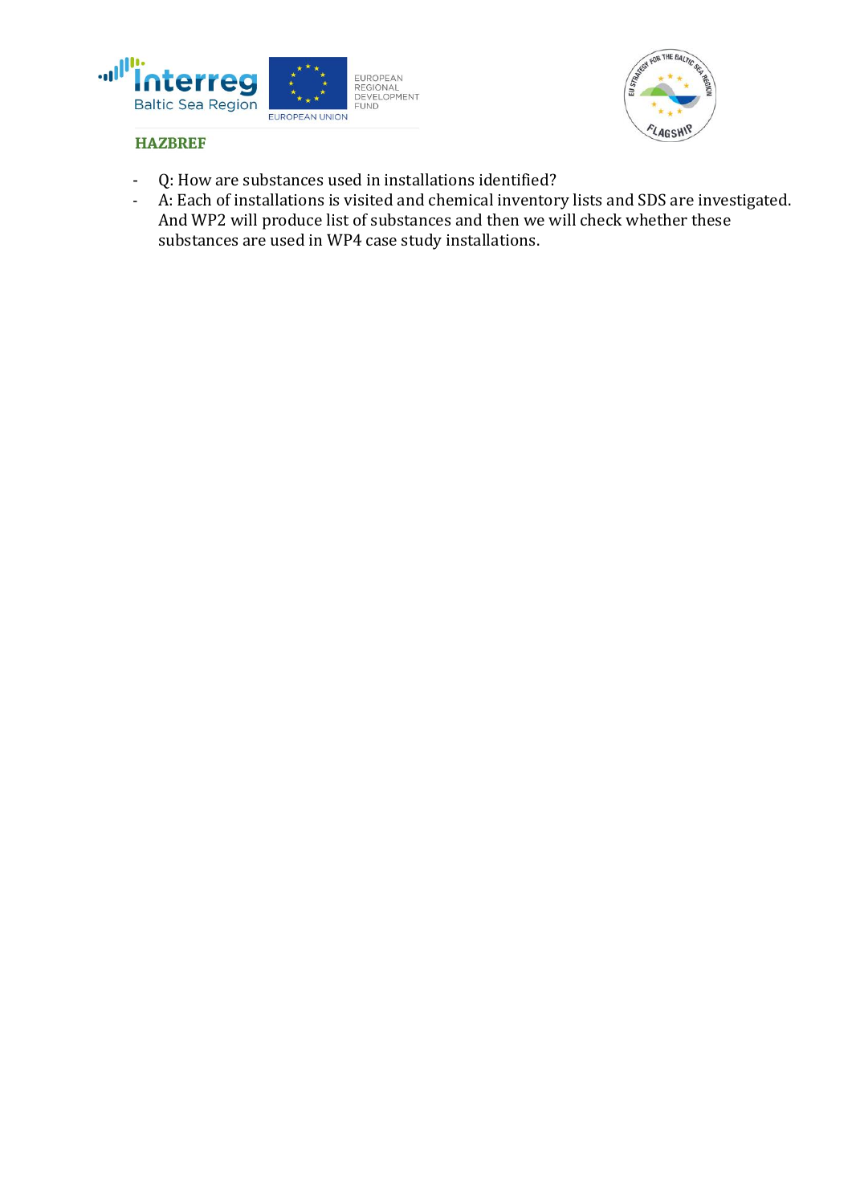- Q: How are substances used in installations identified?
- A: Each of installations is visited and chemical inventory lists and SDS are investigated. And WP2 will produce list of substances and then we will check whether these substances are used in WP4 case study installations.